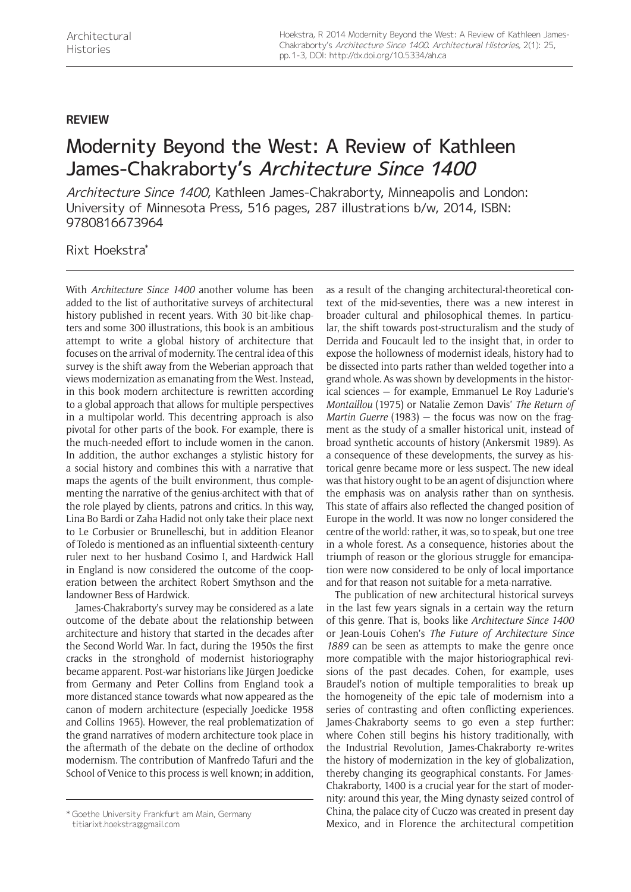**REVIEW**

# Modernity Beyond the West: A Review of Kathleen James-Chakraborty's *Architecture Since 1400*

*Architecture Since 1400*, Kathleen James-Chakraborty, Minneapolis and London: University of Minnesota Press, 516 pages, 287 illustrations b/w, 2014, ISBN: 9780816673964

Rixt Hoekstra*

With *Architecture Since 1400* another volume has been added to the list of authoritative surveys of architectural history published in recent years. With 30 bit-like chapters and some 300 illustrations, this book is an ambitious attempt to write a global history of architecture that focuses on the arrival of modernity. The central idea of this survey is the shift away from the Weberian approach that views modernization as emanating from the West. Instead, in this book modern architecture is rewritten according to a global approach that allows for multiple perspectives in a multipolar world. This decentring approach is also pivotal for other parts of the book. For example, there is the much-needed effort to include women in the canon. In addition, the author exchanges a stylistic history for a social history and combines this with a narrative that maps the agents of the built environment, thus complementing the narrative of the genius-architect with that of the role played by clients, patrons and critics. In this way, Lina Bo Bardi or Zaha Hadid not only take their place next to Le Corbusier or Brunelleschi, but in addition Eleanor of Toledo is mentioned as an influential sixteenth-century ruler next to her husband Cosimo I, and Hardwick Hall in England is now considered the outcome of the cooperation between the architect Robert Smythson and the landowner Bess of Hardwick.

James-Chakraborty's survey may be considered as a late outcome of the debate about the relationship between architecture and history that started in the decades after the Second World War. In fact, during the 1950s the first cracks in the stronghold of modernist historiography became apparent. Post-war historians like Jürgen Joedicke from Germany and Peter Collins from England took a more distanced stance towards what now appeared as the canon of modern architecture (especially Joedicke 1958 and Collins 1965). However, the real problematization of the grand narratives of modern architecture took place in the aftermath of the debate on the decline of orthodox modernism. The contribution of Manfredo Tafuri and the School of Venice to this process is well known; in addition, as a result of the changing architectural-theoretical context of the mid-seventies, there was a new interest in broader cultural and philosophical themes. In particular, the shift towards post-structuralism and the study of Derrida and Foucault led to the insight that, in order to expose the hollowness of modernist ideals, history had to be dissected into parts rather than welded together into a grand whole. As was shown by developments in the historical sciences — for example, Emmanuel Le Roy Ladurie's *Montaillou* (1975) or Natalie Zemon Davis' *The Return of Martin Guerre* (1983) — the focus was now on the fragment as the study of a smaller historical unit, instead of broad synthetic accounts of history (Ankersmit 1989). As a consequence of these developments, the survey as historical genre became more or less suspect. The new ideal was that history ought to be an agent of disjunction where the emphasis was on analysis rather than on synthesis. This state of affairs also reflected the changed position of Europe in the world. It was now no longer considered the centre of the world: rather, it was, so to speak, but one tree in a whole forest. As a consequence, histories about the triumph of reason or the glorious struggle for emancipation were now considered to be only of local importance and for that reason not suitable for a meta-narrative.

The publication of new architectural historical surveys in the last few years signals in a certain way the return of this genre. That is, books like *Architecture Since 1400* or Jean-Louis Cohen's *The Future of Architecture Since 1889* can be seen as attempts to make the genre once more compatible with the major historiographical revisions of the past decades. Cohen, for example, uses Braudel's notion of multiple temporalities to break up the homogeneity of the epic tale of modernism into a series of contrasting and often conflicting experiences. James-Chakraborty seems to go even a step further: where Cohen still begins his history traditionally, with the Industrial Revolution, James-Chakraborty re-writes the history of modernization in the key of globalization, thereby changing its geographical constants. For James-Chakraborty, 1400 is a crucial year for the start of modernity: around this year, the Ming dynasty seized control of China, the palace city of Cuczo was created in present day Mexico, and in Florence the architectural competition

* Goethe University Frankfurt am Main, Germany
titiarixt.hoekstra@gmail.com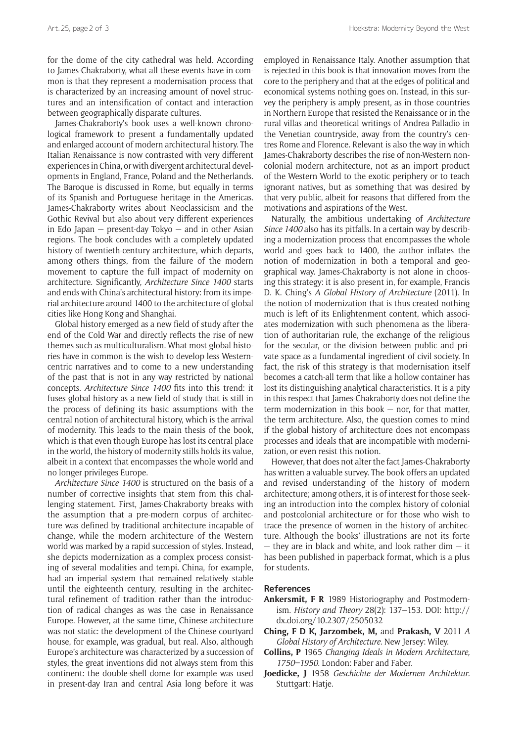for the dome of the city cathedral was held. According to James-Chakraborty, what all these events have in common is that they represent a modernisation process that is characterized by an increasing amount of novel structures and an intensification of contact and interaction between geographically disparate cultures.

James-Chakraborty's book uses a well-known chronological framework to present a fundamentally updated and enlarged account of modern architectural history. The Italian Renaissance is now contrasted with very different experiences in China, or with divergent architectural developments in England, France, Poland and the Netherlands. The Baroque is discussed in Rome, but equally in terms of its Spanish and Portuguese heritage in the Americas. James-Chakraborty writes about Neoclassicism and the Gothic Revival but also about very different experiences in Edo Japan — present-day Tokyo — and in other Asian regions. The book concludes with a completely updated history of twentieth-century architecture, which departs, among others things, from the failure of the modern movement to capture the full impact of modernity on architecture. Significantly, *Architecture Since 1400* starts and ends with China's architectural history: from its imperial architecture around 1400 to the architecture of global cities like Hong Kong and Shanghai.

Global history emerged as a new field of study after the end of the Cold War and directly reflects the rise of new themes such as multiculturalism. What most global histories have in common is the wish to develop less Western-centric narratives and to come to a new understanding of the past that is not in any way restricted by national concepts. *Architecture Since 1400* fits into this trend: it fuses global history as a new field of study that is still in the process of defining its basic assumptions with the central notion of architectural history, which is the arrival of modernity. This leads to the main thesis of the book, which is that even though Europe has lost its central place in the world, the history of modernity stills holds its value, albeit in a context that encompasses the whole world and no longer privileges Europe.

*Architecture Since 1400* is structured on the basis of a number of corrective insights that stem from this challenging statement. First, James-Chakraborty breaks with the assumption that a pre-modern corpus of architecture was defined by traditional architecture incapable of change, while the modern architecture of the Western world was marked by a rapid succession of styles. Instead, she depicts modernization as a complex process consisting of several modalities and tempi. China, for example, had an imperial system that remained relatively stable until the eighteenth century, resulting in the architectural refinement of tradition rather than the introduction of radical changes as was the case in Renaissance Europe. However, at the same time, Chinese architecture was not static: the development of the Chinese courtyard house, for example, was gradual, but real. Also, although Europe's architecture was characterized by a succession of styles, the great inventions did not always stem from this continent: the double-shell dome for example was used in present-day Iran and central Asia long before it was employed in Renaissance Italy. Another assumption that is rejected in this book is that innovation moves from the core to the periphery and that at the edges of political and economical systems nothing goes on. Instead, in this survey the periphery is amply present, as in those countries in Northern Europe that resisted the Renaissance or in the rural villas and theoretical writings of Andrea Palladio in the Venetian countryside, away from the country's centres Rome and Florence. Relevant is also the way in which James-Chakraborty describes the rise of non-Western non-colonial modern architecture, not as an import product of the Western World to the exotic periphery or to teach ignorant natives, but as something that was desired by that very public, albeit for reasons that differed from the motivations and aspirations of the West.

Naturally, the ambitious undertaking of *Architecture Since 1400* also has its pitfalls. In a certain way by describing a modernization process that encompasses the whole world and goes back to 1400, the author inflates the notion of modernization in both a temporal and geographical way. James-Chakraborty is not alone in choosing this strategy: it is also present in, for example, Francis D. K. Ching's *A Global History of Architecture* (2011). In the notion of modernization that is thus created nothing much is left of its Enlightenment content, which associates modernization with such phenomena as the liberation of authoritarian rule, the exchange of the religious for the secular, or the division between public and private space as a fundamental ingredient of civil society. In fact, the risk of this strategy is that modernisation itself becomes a catch-all term that like a hollow container has lost its distinguishing analytical characteristics. It is a pity in this respect that James-Chakraborty does not define the term modernization in this book — nor, for that matter, the term architecture. Also, the question comes to mind if the global history of architecture does not encompass processes and ideals that are incompatible with modernization, or even resist this notion.

However, that does not alter the fact James-Chakraborty has written a valuable survey. The book offers an updated and revised understanding of the history of modern architecture; among others, it is of interest for those seeking an introduction into the complex history of colonial and postcolonial architecture or for those who wish to trace the presence of women in the history of architecture. Although the books' illustrations are not its forte — they are in black and white, and look rather dim — it has been published in paperback format, which is a plus for students.

## References

**Ankersmit, F R** 1989 Historiography and Postmodernism. *History and Theory* 28(2): 137–153. DOI: http://dx.doi.org/10.2307/2505032

**Ching, F D K, Jarzombek, M,** and **Prakash, V** 2011 *A Global History of Architecture*. New Jersey: Wiley.

**Collins, P** 1965 *Changing Ideals in Modern Architecture, 1750–1950*. London: Faber and Faber.

**Joedicke, J** 1958 *Geschichte der Modernen Architektur.* Stuttgart: Hatje.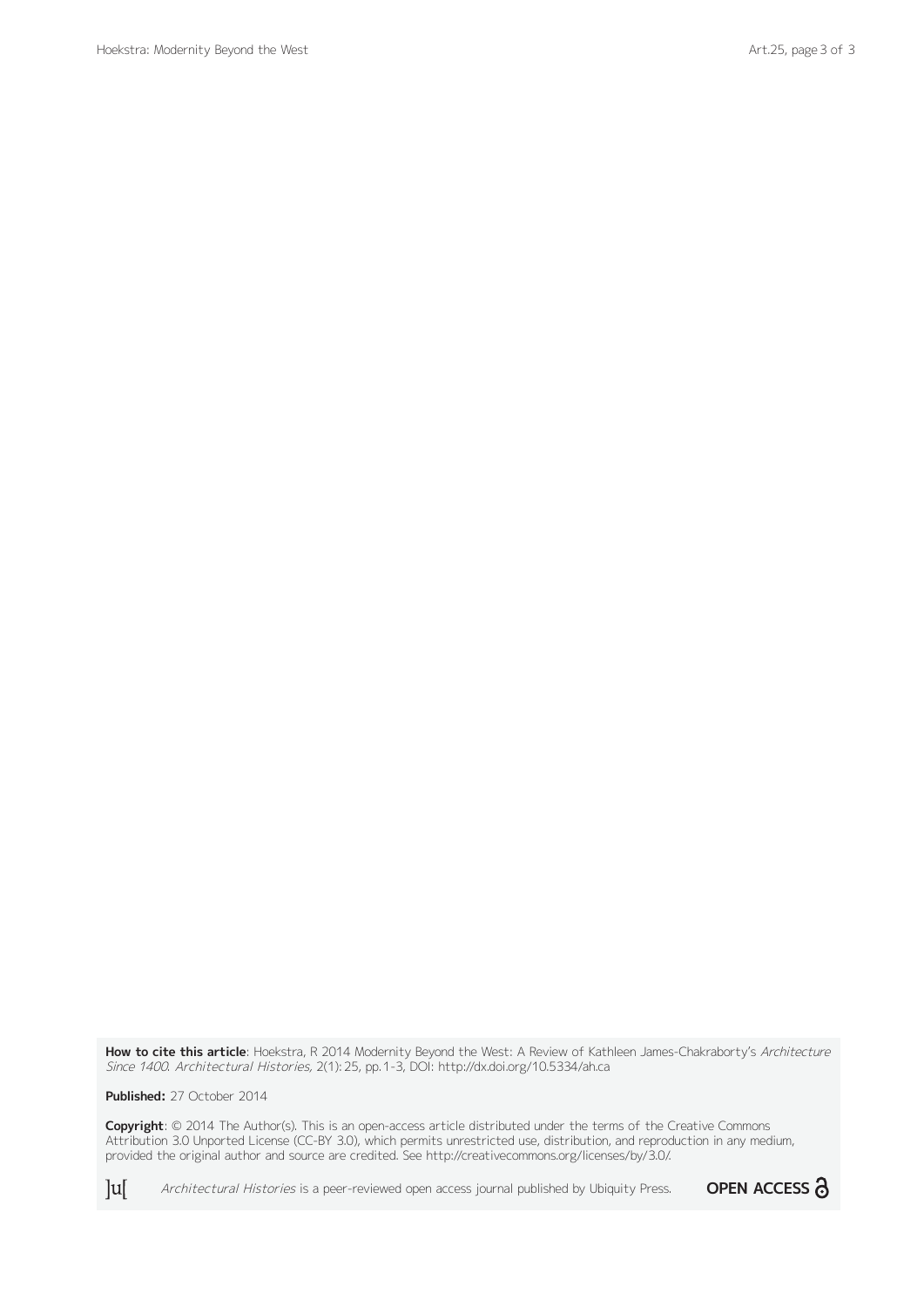**How to cite this article**: Hoekstra, R 2014 Modernity Beyond the West: A Review of Kathleen James-Chakraborty's *Architecture Since 1400*. *Architectural Histories,* 2(1): 25, pp. 1-3, DOI: http://dx.doi.org/10.5334/ah.ca

**Published:** 27 October 2014

**Copyright**: © 2014 The Author(s). This is an open-access article distributed under the terms of the Creative Commons Attribution 3.0 Unported License (CC-BY 3.0), which permits unrestricted use, distribution, and reproduction in any medium, provided the original author and source are credited. See http://creativecommons.org/licenses/by/3.0/.

]u[ *Architectural Histories* is a peer-reviewed open access journal published by Ubiquity Press. **OPEN ACCESS**